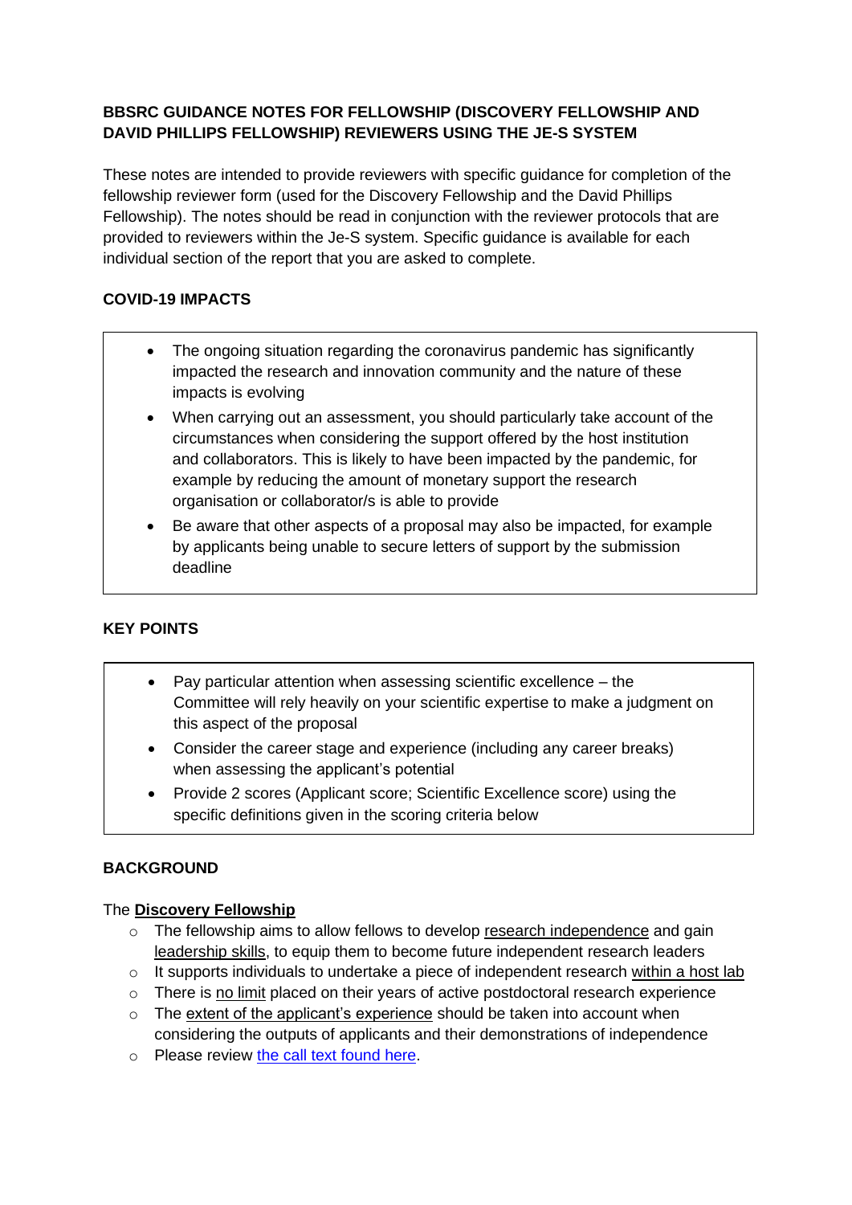# BBSRC GUIDANCE NOTES FOR FELLOWSHIP (DISCOVERY FELLOWSHIP AND DAVID PHILLIPS FELLOWSHIP) REVIEWERS USING THE JE-S SYSTEM

These notes are intended to provide reviewers with specific guidance for completion of the fellowship reviewer form (used for the Discovery Fellowship and the David Phillips Fellowship). The notes should be read in conjunction with the reviewer protocols that are provided to reviewers within the Je-S system. Specific guidance is available for each individual section of the report that you are asked to complete.

## COVID-19 IMPACTS

- The ongoing situation regarding the coronavirus pandemic has significantly impacted the research and innovation community and the nature of these impacts is evolving
- When carrying out an assessment, you should particularly take account of the circumstances when considering the support offered by the host institution and collaborators. This is likely to have been impacted by the pandemic, for example by reducing the amount of monetary support the research organisation or collaborator/s is able to provide
- Be aware that other aspects of a proposal may also be impacted, for example by applicants being unable to secure letters of support by the submission deadline

## KEY POINTS

- Pay particular attention when assessing scientific excellence – the Committee will rely heavily on your scientific expertise to make a judgment on this aspect of the proposal
- Consider the career stage and experience (including any career breaks) when assessing the applicant's potential
- Provide 2 scores (Applicant score; Scientific Excellence score) using the specific definitions given in the scoring criteria below

## BACKGROUND

The **Discovery Fellowship**

- The fellowship aims to allow fellows to develop research independence and gain leadership skills, to equip them to become future independent research leaders
- It supports individuals to undertake a piece of independent research within a host lab
- There is no limit placed on their years of active postdoctoral research experience
- The extent of the applicant's experience should be taken into account when considering the outputs of applicants and their demonstrations of independence
- Please review the call text found here.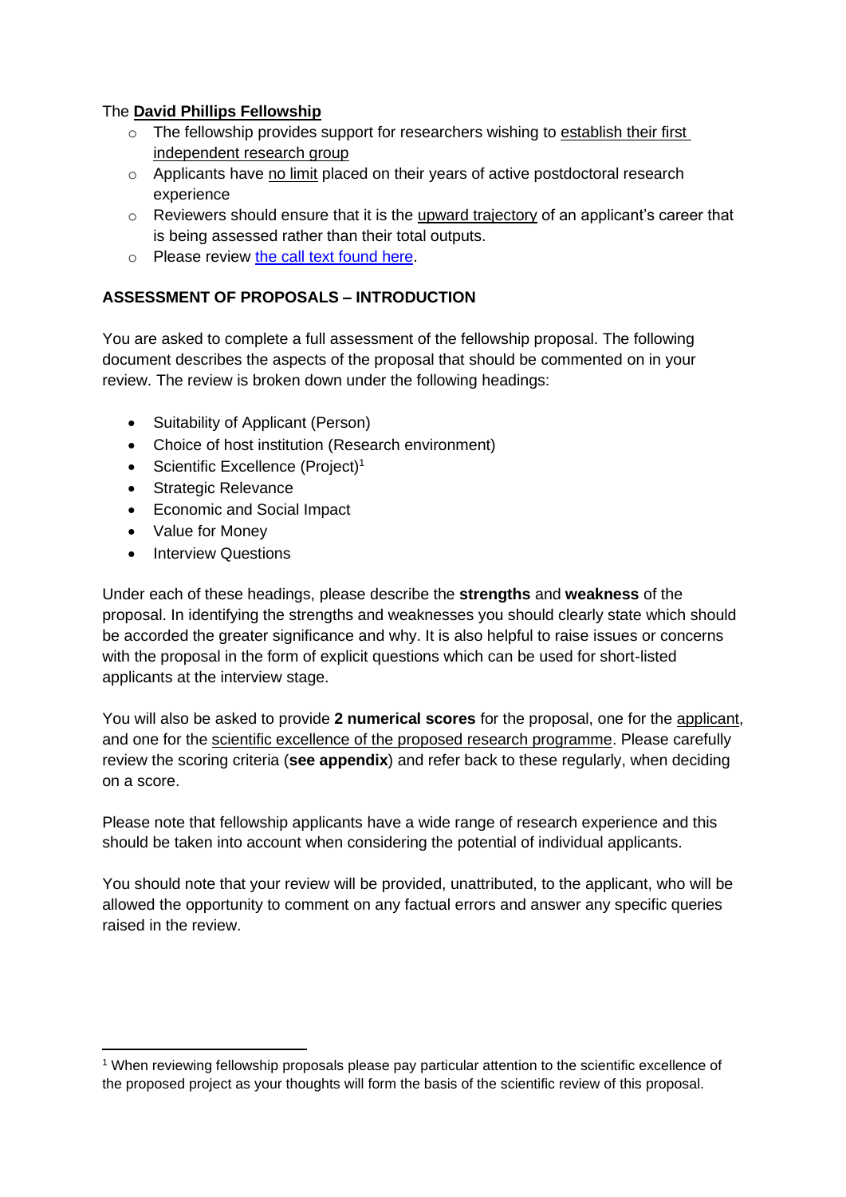The **David Phillips Fellowship**

- The fellowship provides support for researchers wishing to establish their first independent research group
- Applicants have no limit placed on their years of active postdoctoral research experience
- Reviewers should ensure that it is the upward trajectory of an applicant's career that is being assessed rather than their total outputs.
- Please review [the call text found here](#).

**ASSESSMENT OF PROPOSALS – INTRODUCTION**

You are asked to complete a full assessment of the fellowship proposal. The following document describes the aspects of the proposal that should be commented on in your review. The review is broken down under the following headings:

- Suitability of Applicant (Person)
- Choice of host institution (Research environment)
- Scientific Excellence (Project)[1]
- Strategic Relevance
- Economic and Social Impact
- Value for Money
- Interview Questions

Under each of these headings, please describe the **strengths** and **weakness** of the proposal. In identifying the strengths and weaknesses you should clearly state which should be accorded the greater significance and why. It is also helpful to raise issues or concerns with the proposal in the form of explicit questions which can be used for short-listed applicants at the interview stage.

You will also be asked to provide **2 numerical scores** for the proposal, one for the applicant, and one for the scientific excellence of the proposed research programme. Please carefully review the scoring criteria (**see appendix**) and refer back to these regularly, when deciding on a score.

Please note that fellowship applicants have a wide range of research experience and this should be taken into account when considering the potential of individual applicants.

You should note that your review will be provided, unattributed, to the applicant, who will be allowed the opportunity to comment on any factual errors and answer any specific queries raised in the review.

[1] When reviewing fellowship proposals please pay particular attention to the scientific excellence of the proposed project as your thoughts will form the basis of the scientific review of this proposal.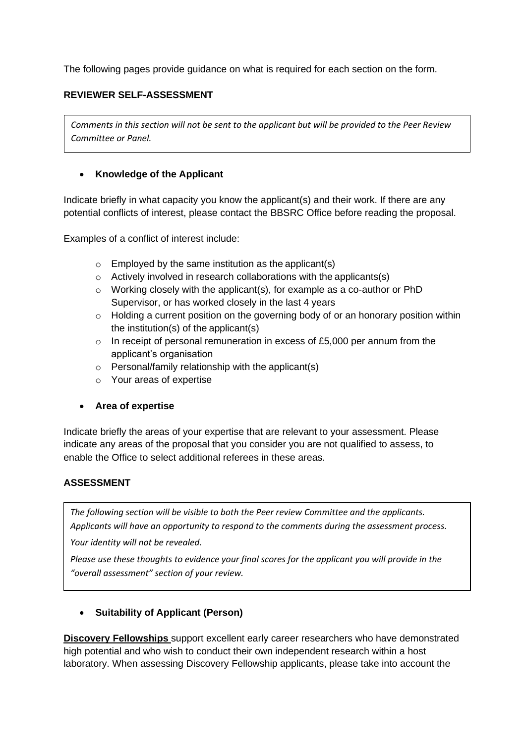The following pages provide guidance on what is required for each section on the form.

**REVIEWER SELF-ASSESSMENT**

*Comments in this section will not be sent to the applicant but will be provided to the Peer Review Committee or Panel.*

- **Knowledge of the Applicant**

Indicate briefly in what capacity you know the applicant(s) and their work. If there are any potential conflicts of interest, please contact the BBSRC Office before reading the proposal.

Examples of a conflict of interest include:

- Employed by the same institution as the applicant(s)
- Actively involved in research collaborations with the applicants(s)
- Working closely with the applicant(s), for example as a co-author or PhD Supervisor, or has worked closely in the last 4 years
- Holding a current position on the governing body of or an honorary position within the institution(s) of the applicant(s)
- In receipt of personal remuneration in excess of £5,000 per annum from the applicant's organisation
- Personal/family relationship with the applicant(s)
- Your areas of expertise

- **Area of expertise**

Indicate briefly the areas of your expertise that are relevant to your assessment. Please indicate any areas of the proposal that you consider you are not qualified to assess, to enable the Office to select additional referees in these areas.

**ASSESSMENT**

*The following section will be visible to both the Peer review Committee and the applicants. Applicants will have an opportunity to respond to the comments during the assessment process.*

*Your identity will not be revealed.*

*Please use these thoughts to evidence your final scores for the applicant you will provide in the "overall assessment" section of your review.*

- **Suitability of Applicant (Person)**

**Discovery Fellowships** support excellent early career researchers who have demonstrated high potential and who wish to conduct their own independent research within a host laboratory. When assessing Discovery Fellowship applicants, please take into account the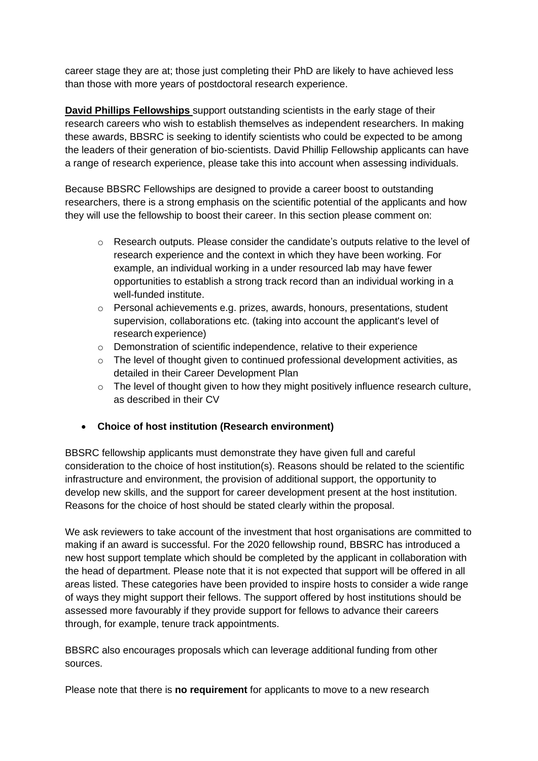career stage they are at; those just completing their PhD are likely to have achieved less than those with more years of postdoctoral research experience.

**David Phillips Fellowships** support outstanding scientists in the early stage of their research careers who wish to establish themselves as independent researchers. In making these awards, BBSRC is seeking to identify scientists who could be expected to be among the leaders of their generation of bio-scientists. David Phillip Fellowship applicants can have a range of research experience, please take this into account when assessing individuals.

Because BBSRC Fellowships are designed to provide a career boost to outstanding researchers, there is a strong emphasis on the scientific potential of the applicants and how they will use the fellowship to boost their career. In this section please comment on:

- Research outputs. Please consider the candidate's outputs relative to the level of research experience and the context in which they have been working. For example, an individual working in a under resourced lab may have fewer opportunities to establish a strong track record than an individual working in a well-funded institute.
- Personal achievements e.g. prizes, awards, honours, presentations, student supervision, collaborations etc. (taking into account the applicant's level of research experience)
- Demonstration of scientific independence, relative to their experience
- The level of thought given to continued professional development activities, as detailed in their Career Development Plan
- The level of thought given to how they might positively influence research culture, as described in their CV

- **Choice of host institution (Research environment)**

BBSRC fellowship applicants must demonstrate they have given full and careful consideration to the choice of host institution(s). Reasons should be related to the scientific infrastructure and environment, the provision of additional support, the opportunity to develop new skills, and the support for career development present at the host institution. Reasons for the choice of host should be stated clearly within the proposal.

We ask reviewers to take account of the investment that host organisations are committed to making if an award is successful. For the 2020 fellowship round, BBSRC has introduced a new host support template which should be completed by the applicant in collaboration with the head of department. Please note that it is not expected that support will be offered in all areas listed. These categories have been provided to inspire hosts to consider a wide range of ways they might support their fellows. The support offered by host institutions should be assessed more favourably if they provide support for fellows to advance their careers through, for example, tenure track appointments.

BBSRC also encourages proposals which can leverage additional funding from other sources.

Please note that there is **no requirement** for applicants to move to a new research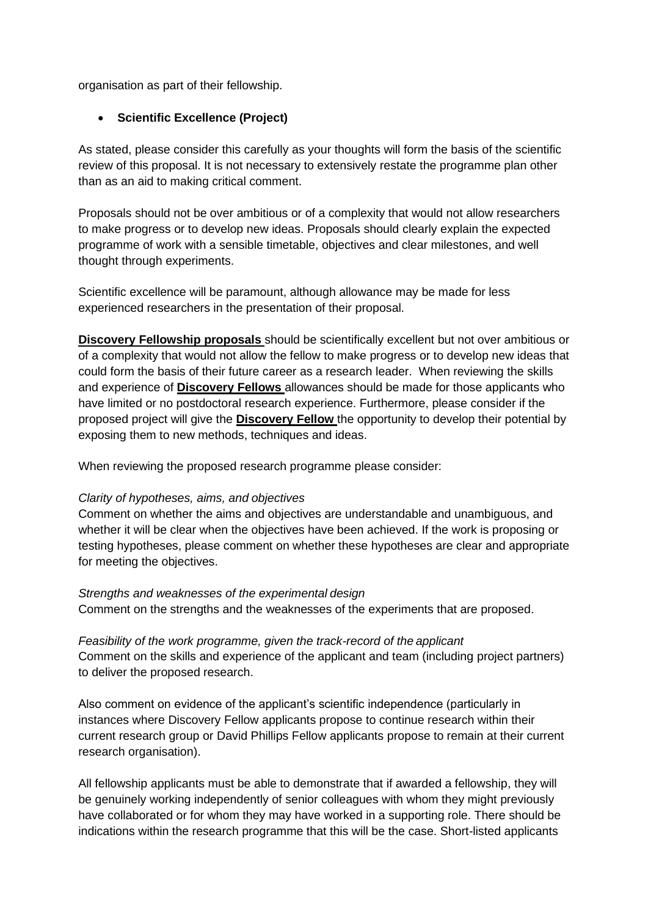organisation as part of their fellowship.

- **Scientific Excellence (Project)**

As stated, please consider this carefully as your thoughts will form the basis of the scientific review of this proposal. It is not necessary to extensively restate the programme plan other than as an aid to making critical comment.

Proposals should not be over ambitious or of a complexity that would not allow researchers to make progress or to develop new ideas. Proposals should clearly explain the expected programme of work with a sensible timetable, objectives and clear milestones, and well thought through experiments.

Scientific excellence will be paramount, although allowance may be made for less experienced researchers in the presentation of their proposal.

**Discovery Fellowship proposals** should be scientifically excellent but not over ambitious or of a complexity that would not allow the fellow to make progress or to develop new ideas that could form the basis of their future career as a research leader. When reviewing the skills and experience of **Discovery Fellows** allowances should be made for those applicants who have limited or no postdoctoral research experience. Furthermore, please consider if the proposed project will give the **Discovery Fellow** the opportunity to develop their potential by exposing them to new methods, techniques and ideas.

When reviewing the proposed research programme please consider:

*Clarity of hypotheses, aims, and objectives*
Comment on whether the aims and objectives are understandable and unambiguous, and whether it will be clear when the objectives have been achieved. If the work is proposing or testing hypotheses, please comment on whether these hypotheses are clear and appropriate for meeting the objectives.

*Strengths and weaknesses of the experimental design*
Comment on the strengths and the weaknesses of the experiments that are proposed.

*Feasibility of the work programme, given the track-record of the applicant*
Comment on the skills and experience of the applicant and team (including project partners) to deliver the proposed research.

Also comment on evidence of the applicant's scientific independence (particularly in instances where Discovery Fellow applicants propose to continue research within their current research group or David Phillips Fellow applicants propose to remain at their current research organisation).

All fellowship applicants must be able to demonstrate that if awarded a fellowship, they will be genuinely working independently of senior colleagues with whom they might previously have collaborated or for whom they may have worked in a supporting role. There should be indications within the research programme that this will be the case. Short-listed applicants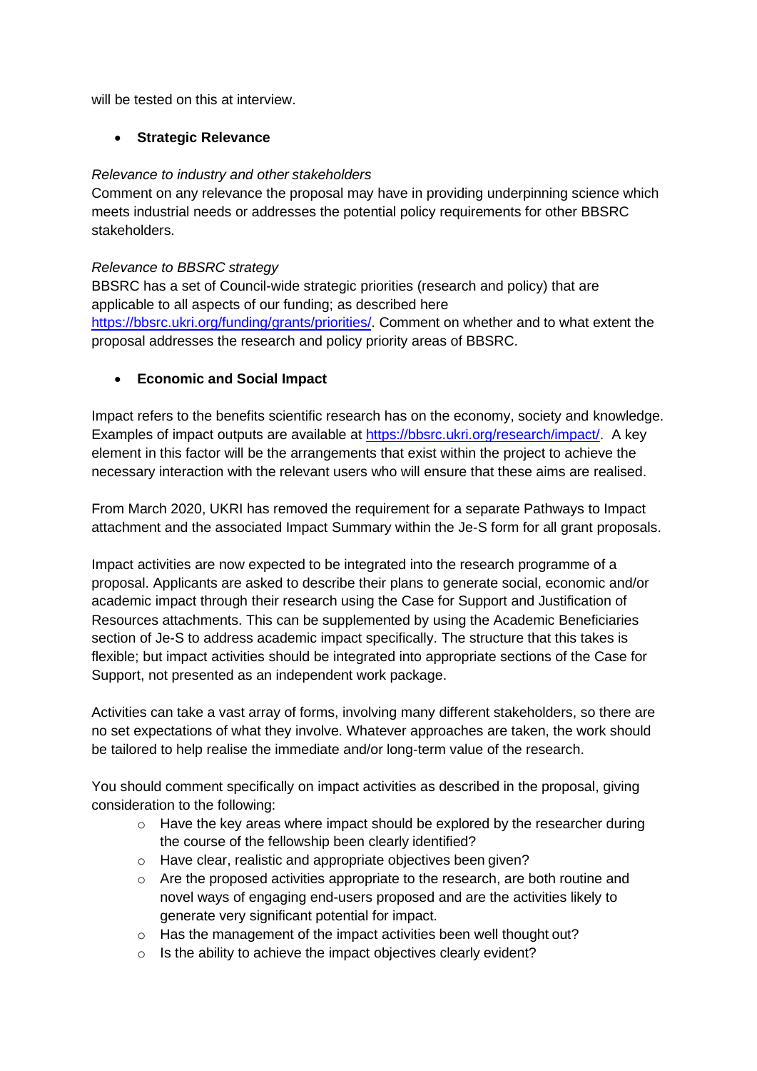will be tested on this at interview.

- **Strategic Relevance**

*Relevance to industry and other stakeholders*
Comment on any relevance the proposal may have in providing underpinning science which meets industrial needs or addresses the potential policy requirements for other BBSRC stakeholders.

*Relevance to BBSRC strategy*
BBSRC has a set of Council-wide strategic priorities (research and policy) that are applicable to all aspects of our funding; as described here https://bbsrc.ukri.org/funding/grants/priorities/. Comment on whether and to what extent the proposal addresses the research and policy priority areas of BBSRC.

- **Economic and Social Impact**

Impact refers to the benefits scientific research has on the economy, society and knowledge. Examples of impact outputs are available at https://bbsrc.ukri.org/research/impact/. A key element in this factor will be the arrangements that exist within the project to achieve the necessary interaction with the relevant users who will ensure that these aims are realised.

From March 2020, UKRI has removed the requirement for a separate Pathways to Impact attachment and the associated Impact Summary within the Je-S form for all grant proposals.

Impact activities are now expected to be integrated into the research programme of a proposal. Applicants are asked to describe their plans to generate social, economic and/or academic impact through their research using the Case for Support and Justification of Resources attachments. This can be supplemented by using the Academic Beneficiaries section of Je-S to address academic impact specifically. The structure that this takes is flexible; but impact activities should be integrated into appropriate sections of the Case for Support, not presented as an independent work package.

Activities can take a vast array of forms, involving many different stakeholders, so there are no set expectations of what they involve. Whatever approaches are taken, the work should be tailored to help realise the immediate and/or long-term value of the research.

You should comment specifically on impact activities as described in the proposal, giving consideration to the following:

- Have the key areas where impact should be explored by the researcher during the course of the fellowship been clearly identified?
- Have clear, realistic and appropriate objectives been given?
- Are the proposed activities appropriate to the research, are both routine and novel ways of engaging end-users proposed and are the activities likely to generate very significant potential for impact.
- Has the management of the impact activities been well thought out?
- Is the ability to achieve the impact objectives clearly evident?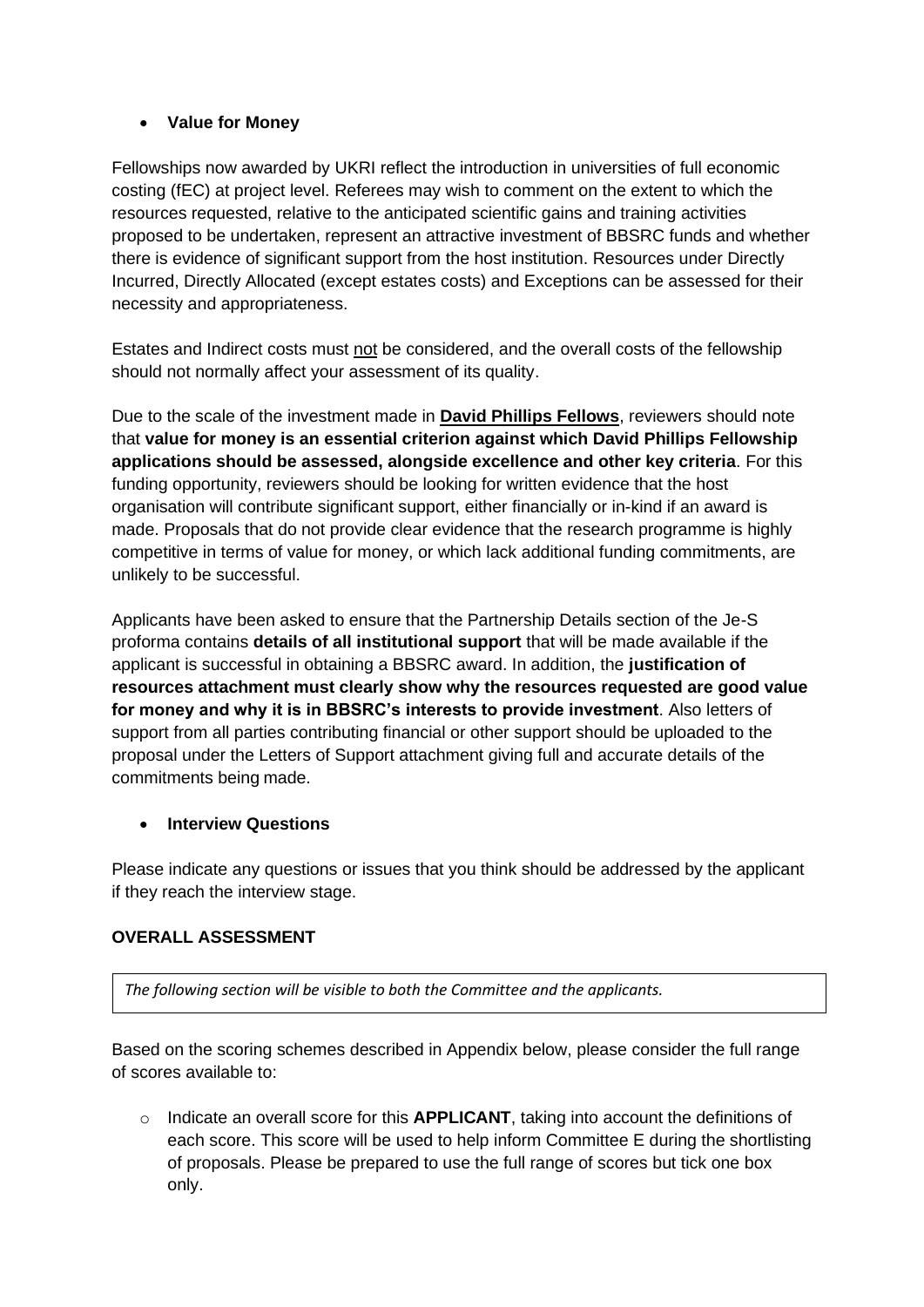- **Value for Money**

Fellowships now awarded by UKRI reflect the introduction in universities of full economic costing (fEC) at project level. Referees may wish to comment on the extent to which the resources requested, relative to the anticipated scientific gains and training activities proposed to be undertaken, represent an attractive investment of BBSRC funds and whether there is evidence of significant support from the host institution. Resources under Directly Incurred, Directly Allocated (except estates costs) and Exceptions can be assessed for their necessity and appropriateness.

Estates and Indirect costs must not be considered, and the overall costs of the fellowship should not normally affect your assessment of its quality.

Due to the scale of the investment made in **David Phillips Fellows**, reviewers should note that **value for money is an essential criterion against which David Phillips Fellowship applications should be assessed, alongside excellence and other key criteria**. For this funding opportunity, reviewers should be looking for written evidence that the host organisation will contribute significant support, either financially or in-kind if an award is made. Proposals that do not provide clear evidence that the research programme is highly competitive in terms of value for money, or which lack additional funding commitments, are unlikely to be successful.

Applicants have been asked to ensure that the Partnership Details section of the Je-S proforma contains **details of all institutional support** that will be made available if the applicant is successful in obtaining a BBSRC award. In addition, the **justification of resources attachment must clearly show why the resources requested are good value for money and why it is in BBSRC's interests to provide investment**. Also letters of support from all parties contributing financial or other support should be uploaded to the proposal under the Letters of Support attachment giving full and accurate details of the commitments being made.

- **Interview Questions**

Please indicate any questions or issues that you think should be addressed by the applicant if they reach the interview stage.

**OVERALL ASSESSMENT**

| *The following section will be visible to both the Committee and the applicants.* |
|---|

Based on the scoring schemes described in Appendix below, please consider the full range of scores available to:

- Indicate an overall score for this **APPLICANT**, taking into account the definitions of each score. This score will be used to help inform Committee E during the shortlisting of proposals. Please be prepared to use the full range of scores but tick one box only.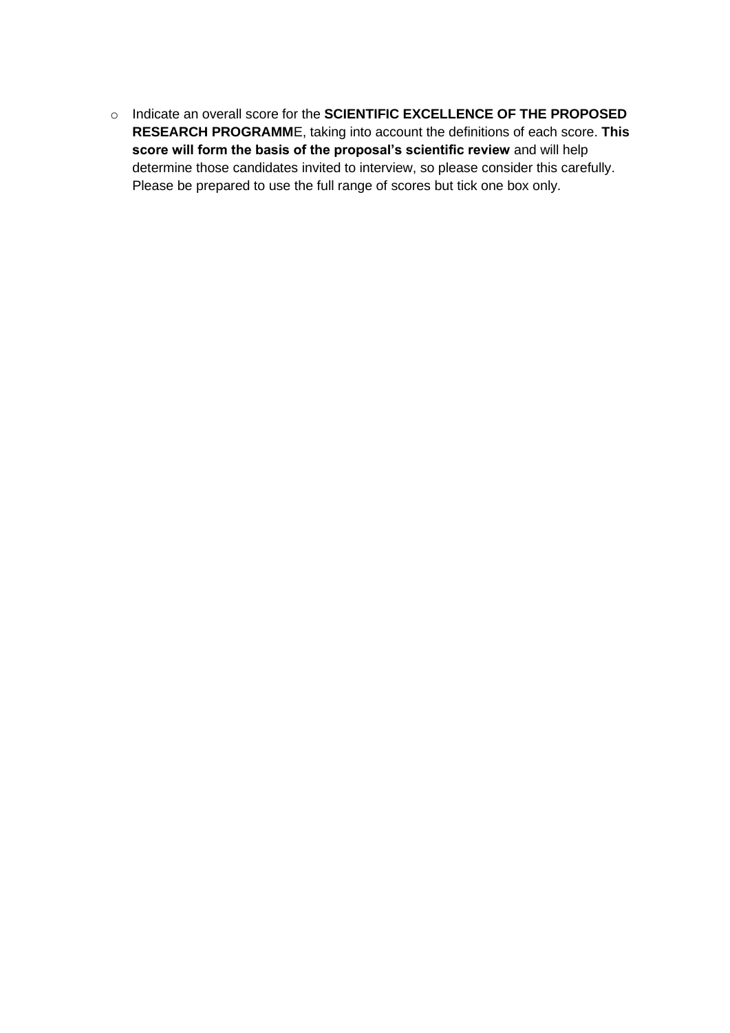- Indicate an overall score for the **SCIENTIFIC EXCELLENCE OF THE PROPOSED RESEARCH PROGRAMM**E, taking into account the definitions of each score. **This score will form the basis of the proposal's scientific review** and will help determine those candidates invited to interview, so please consider this carefully. Please be prepared to use the full range of scores but tick one box only.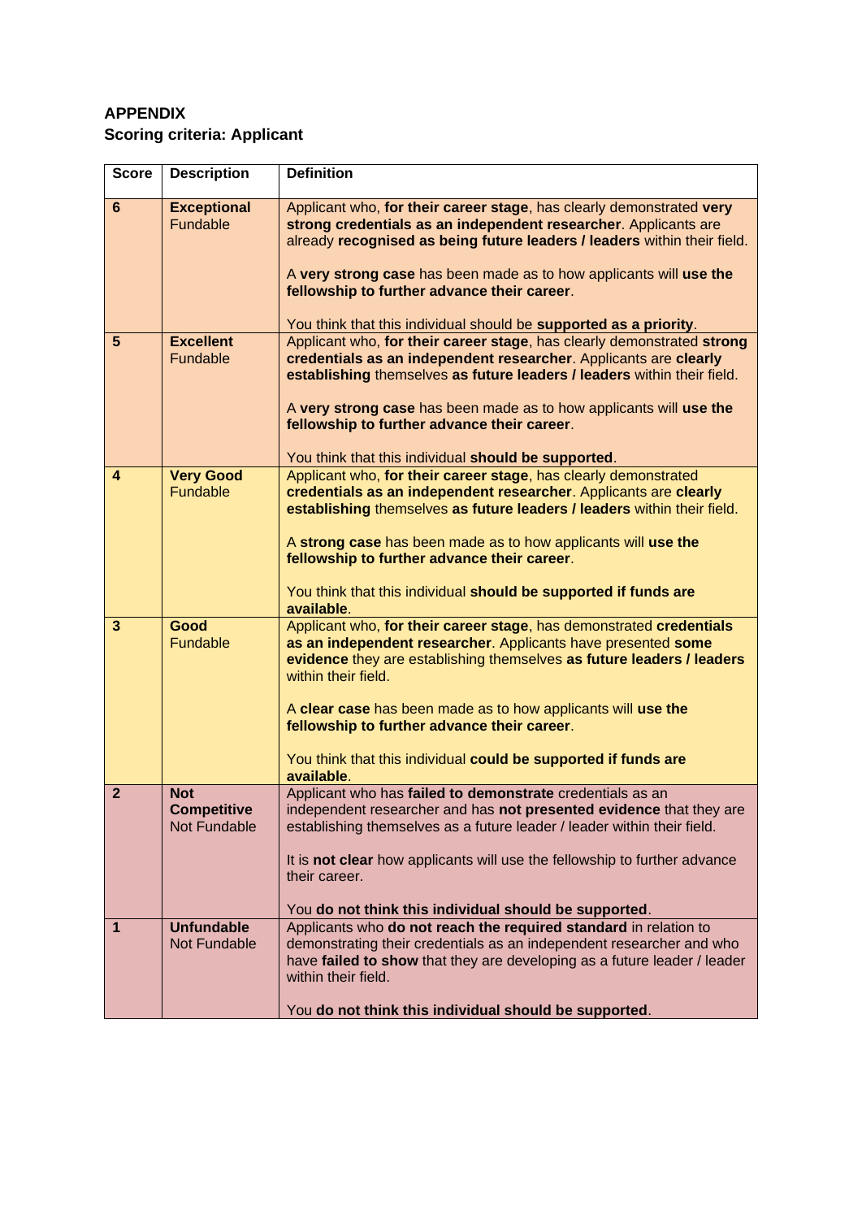**APPENDIX**
**Scoring criteria: Applicant**

| Score | Description | Definition |
|---|---|---|
| **6** | **Exceptional** Fundable | Applicant who, **for their career stage**, has clearly demonstrated **very strong credentials as an independent researcher**. Applicants are already **recognised as being future leaders / leaders** within their field.<br><br>A **very strong case** has been made as to how applicants will **use the fellowship to further advance their career**.<br><br>You think that this individual should be **supported as a priority**. |
| **5** | **Excellent** Fundable | Applicant who, **for their career stage**, has clearly demonstrated **strong credentials as an independent researcher**. Applicants are **clearly establishing** themselves **as future leaders / leaders** within their field.<br><br>A **very strong case** has been made as to how applicants will **use the fellowship to further advance their career**.<br><br>You think that this individual **should be supported**. |
| **4** | **Very Good** Fundable | Applicant who, **for their career stage**, has clearly demonstrated **credentials as an independent researcher**. Applicants are **clearly establishing** themselves **as future leaders / leaders** within their field.<br><br>A **strong case** has been made as to how applicants will **use the fellowship to further advance their career**.<br><br>You think that this individual **should be supported if funds are available**. |
| **3** | **Good** Fundable | Applicant who, **for their career stage**, has demonstrated **credentials as an independent researcher**. Applicants have presented **some evidence** they are establishing themselves **as future leaders / leaders** within their field.<br><br>A **clear case** has been made as to how applicants will **use the fellowship to further advance their career**.<br><br>You think that this individual **could be supported if funds are available**. |
| **2** | **Not Competitive** Not Fundable | Applicant who has **failed to demonstrate** credentials as an independent researcher and has **not presented evidence** that they are establishing themselves as a future leader / leader within their field.<br><br>It is **not clear** how applicants will use the fellowship to further advance their career.<br><br>You **do not think this individual should be supported**. |
| **1** | **Unfundable** Not Fundable | Applicants who **do not reach the required standard** in relation to demonstrating their credentials as an independent researcher and who have **failed to show** that they are developing as a future leader / leader within their field.<br><br>You **do not think this individual should be supported**. |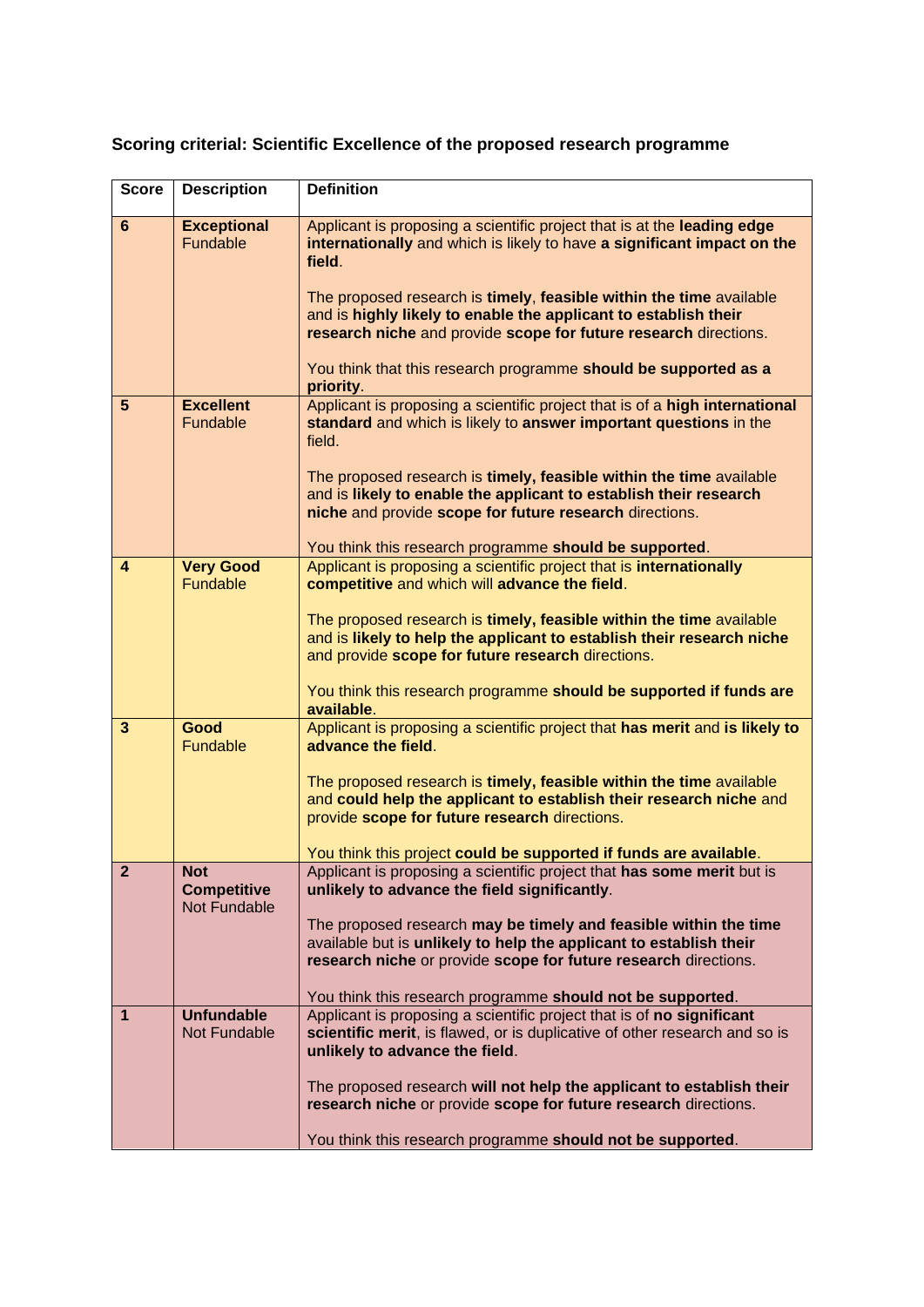**Scoring criterial: Scientific Excellence of the proposed research programme**

| Score | Description | Definition |
|---|---|---|
| **6** | **Exceptional** Fundable | Applicant is proposing a scientific project that is at the **leading edge internationally** and which is likely to have **a significant impact on the field**.<br><br>The proposed research is **timely**, **feasible within the time** available and is **highly likely to enable the applicant to establish their research niche** and provide **scope for future research** directions.<br><br>You think that this research programme **should be supported as a priority**. |
| **5** | **Excellent** Fundable | Applicant is proposing a scientific project that is of a **high international standard** and which is likely to **answer important questions** in the field.<br><br>The proposed research is **timely, feasible within the time** available and is **likely to enable the applicant to establish their research niche** and provide **scope for future research** directions.<br><br>You think this research programme **should be supported**. |
| **4** | **Very Good** Fundable | Applicant is proposing a scientific project that is **internationally competitive** and which will **advance the field**.<br><br>The proposed research is **timely, feasible within the time** available and is **likely to help the applicant to establish their research niche** and provide **scope for future research** directions.<br><br>You think this research programme **should be supported if funds are available**. |
| **3** | **Good** Fundable | Applicant is proposing a scientific project that **has merit** and **is likely to advance the field**.<br><br>The proposed research is **timely, feasible within the time** available and **could help the applicant to establish their research niche** and provide **scope for future research** directions.<br><br>You think this project **could be supported if funds are available**. |
| **2** | **Not Competitive** Not Fundable | Applicant is proposing a scientific project that **has some merit** but is **unlikely to advance the field significantly**.<br><br>The proposed research **may be timely and feasible within the time** available but is **unlikely to help the applicant to establish their research niche** or provide **scope for future research** directions.<br><br>You think this research programme **should not be supported**. |
| **1** | **Unfundable** Not Fundable | Applicant is proposing a scientific project that is of **no significant scientific merit**, is flawed, or is duplicative of other research and so is **unlikely to advance the field**.<br><br>The proposed research **will not help the applicant to establish their research niche** or provide **scope for future research** directions.<br><br>You think this research programme **should not be supported**. |